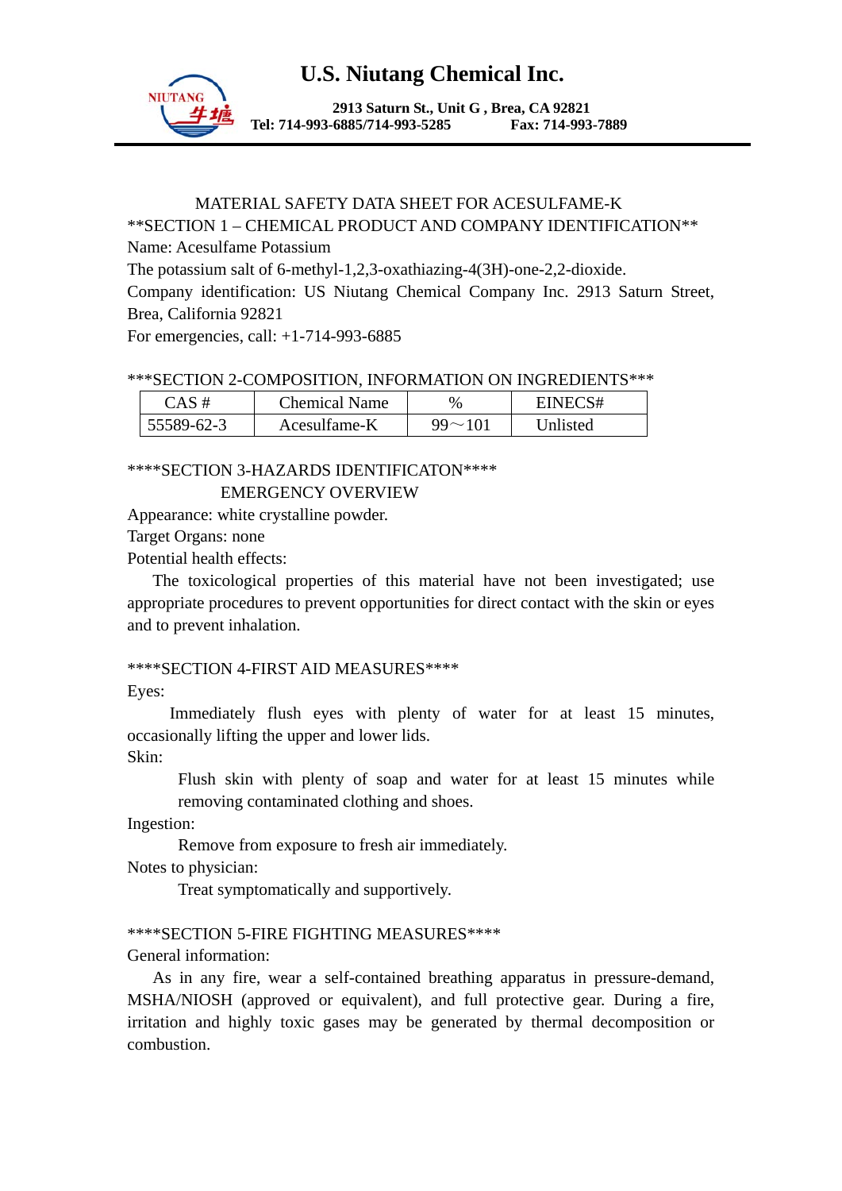# U.S. Niutang Chemical Inc.

**2913 Saturn St., Unit G , Brea, CA 92821**
**Tel: 714-993-6885/714-993-5285 Fax: 714-993-7889**

MATERIAL SAFETY DATA SHEET FOR ACESULFAME-K

**SECTION 1 – CHEMICAL PRODUCT AND COMPANY IDENTIFICATION**

Name: Acesulfame Potassium

The potassium salt of 6-methyl-1,2,3-oxathiazing-4(3H)-one-2,2-dioxide.

Company identification: US Niutang Chemical Company Inc. 2913 Saturn Street, Brea, California 92821

For emergencies, call: +1-714-993-6885

***SECTION 2-COMPOSITION, INFORMATION ON INGREDIENTS***

| CAS # | Chemical Name | % | EINECS# |
|---|---|---|---|
| 55589-62-3 | Acesulfame-K | 99～101 | Unlisted |

****SECTION 3-HAZARDS IDENTIFICATON****

EMERGENCY OVERVIEW

Appearance: white crystalline powder.

Target Organs: none

Potential health effects:

The toxicological properties of this material have not been investigated; use appropriate procedures to prevent opportunities for direct contact with the skin or eyes and to prevent inhalation.

****SECTION 4-FIRST AID MEASURES****

Eyes:

Immediately flush eyes with plenty of water for at least 15 minutes, occasionally lifting the upper and lower lids.

Skin:

Flush skin with plenty of soap and water for at least 15 minutes while removing contaminated clothing and shoes.

Ingestion:

Remove from exposure to fresh air immediately.

Notes to physician:

Treat symptomatically and supportively.

****SECTION 5-FIRE FIGHTING MEASURES****

General information:

As in any fire, wear a self-contained breathing apparatus in pressure-demand, MSHA/NIOSH (approved or equivalent), and full protective gear. During a fire, irritation and highly toxic gases may be generated by thermal decomposition or combustion.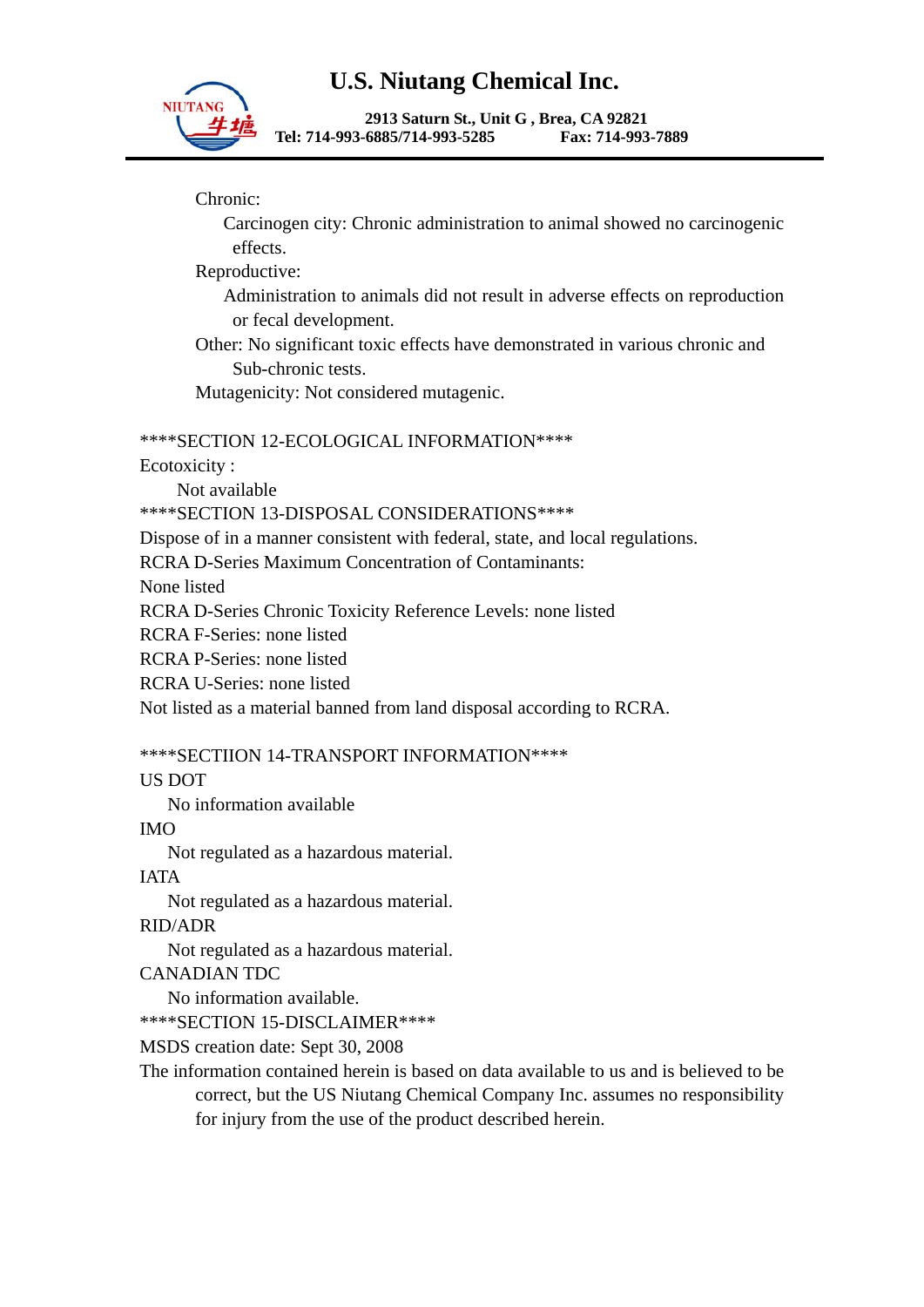Chronic:

Carcinogen city: Chronic administration to animal showed no carcinogenic effects.

Reproductive:

Administration to animals did not result in adverse effects on reproduction or fecal development.

Other: No significant toxic effects have demonstrated in various chronic and Sub-chronic tests.

Mutagenicity: Not considered mutagenic.

## ****SECTION 12-ECOLOGICAL INFORMATION****

Ecotoxicity :

Not available

## ****SECTION 13-DISPOSAL CONSIDERATIONS****

Dispose of in a manner consistent with federal, state, and local regulations.

RCRA D-Series Maximum Concentration of Contaminants:

None listed

RCRA D-Series Chronic Toxicity Reference Levels: none listed

RCRA F-Series: none listed

RCRA P-Series: none listed

RCRA U-Series: none listed

Not listed as a material banned from land disposal according to RCRA.

## ****SECTIION 14-TRANSPORT INFORMATION****

US DOT

No information available

IMO

Not regulated as a hazardous material.

IATA

Not regulated as a hazardous material.

RID/ADR

Not regulated as a hazardous material.

CANADIAN TDC

No information available.

## ****SECTION 15-DISCLAIMER****

MSDS creation date: Sept 30, 2008

The information contained herein is based on data available to us and is believed to be correct, but the US Niutang Chemical Company Inc. assumes no responsibility for injury from the use of the product described herein.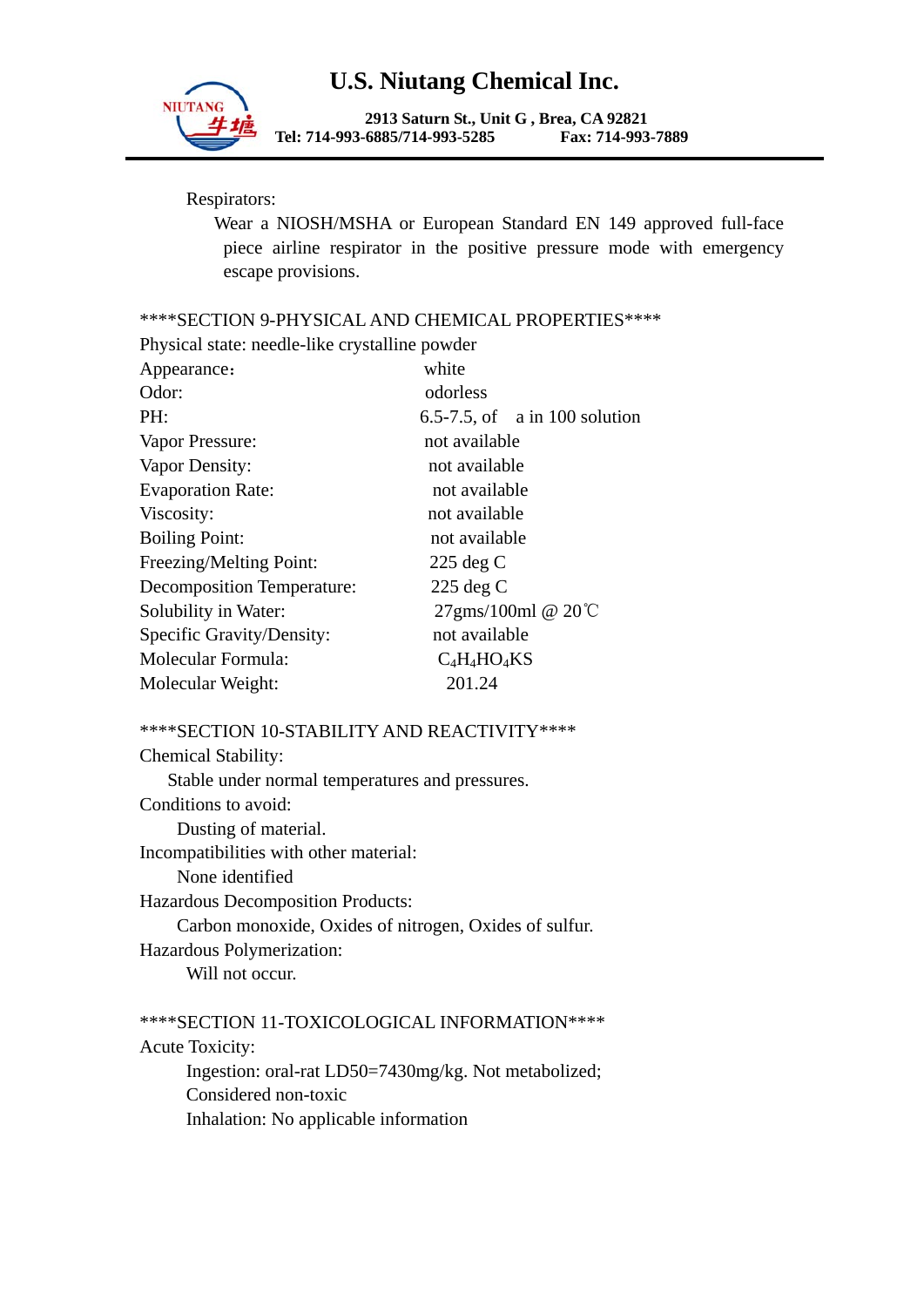Respirators:

Wear a NIOSH/MSHA or European Standard EN 149 approved full-face piece airline respirator in the positive pressure mode with emergency escape provisions.

****SECTION 9-PHYSICAL AND CHEMICAL PROPERTIES****

Physical state: needle-like crystalline powder

| | |
|---|---|
| Appearance： | white |
| Odor: | odorless |
| PH: | 6.5-7.5, of a in 100 solution |
| Vapor Pressure: | not available |
| Vapor Density: | not available |
| Evaporation Rate: | not available |
| Viscosity: | not available |
| Boiling Point: | not available |
| Freezing/Melting Point: | 225 deg C |
| Decomposition Temperature: | 225 deg C |
| Solubility in Water: | 27gms/100ml @ 20℃ |
| Specific Gravity/Density: | not available |
| Molecular Formula: | $C_4H_4HO_4KS$ |
| Molecular Weight: | 201.24 |

****SECTION 10-STABILITY AND REACTIVITY****

Chemical Stability:

Stable under normal temperatures and pressures.

Conditions to avoid:

Dusting of material.

Incompatibilities with other material:

None identified

Hazardous Decomposition Products:

Carbon monoxide, Oxides of nitrogen, Oxides of sulfur.

Hazardous Polymerization:

Will not occur.

****SECTION 11-TOXICOLOGICAL INFORMATION****

Acute Toxicity:

Ingestion: oral-rat LD50=7430mg/kg. Not metabolized;
Considered non-toxic

Inhalation: No applicable information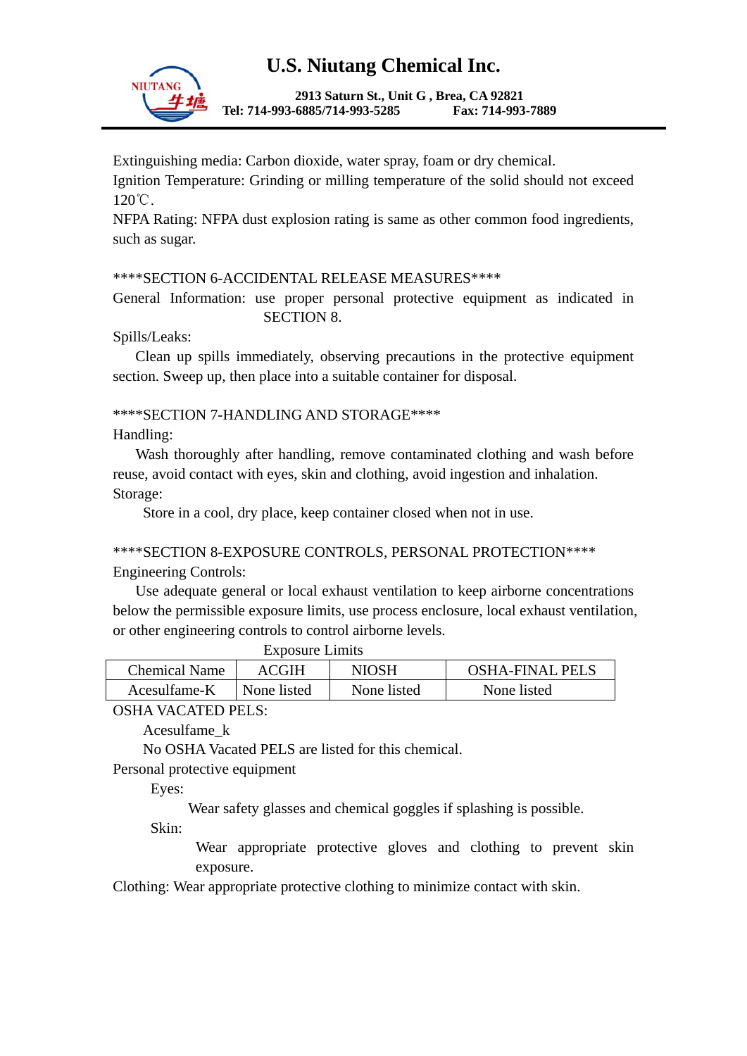Extinguishing media: Carbon dioxide, water spray, foam or dry chemical.

Ignition Temperature: Grinding or milling temperature of the solid should not exceed 120℃.

NFPA Rating: NFPA dust explosion rating is same as other common food ingredients, such as sugar.

****SECTION 6-ACCIDENTAL RELEASE MEASURES****

General Information: use proper personal protective equipment as indicated in SECTION 8.

Spills/Leaks:

Clean up spills immediately, observing precautions in the protective equipment section. Sweep up, then place into a suitable container for disposal.

****SECTION 7-HANDLING AND STORAGE****

Handling:

Wash thoroughly after handling, remove contaminated clothing and wash before reuse, avoid contact with eyes, skin and clothing, avoid ingestion and inhalation.

Storage:

Store in a cool, dry place, keep container closed when not in use.

****SECTION 8-EXPOSURE CONTROLS, PERSONAL PROTECTION****

Engineering Controls:

Use adequate general or local exhaust ventilation to keep airborne concentrations below the permissible exposure limits, use process enclosure, local exhaust ventilation, or other engineering controls to control airborne levels.

Exposure Limits

| Chemical Name | ACGIH | NIOSH | OSHA-FINAL PELS |
|---|---|---|---|
| Acesulfame-K | None listed | None listed | None listed |

OSHA VACATED PELS:

Acesulfame_k

No OSHA Vacated PELS are listed for this chemical.

Personal protective equipment

Eyes:

Wear safety glasses and chemical goggles if splashing is possible.

Skin:

Wear appropriate protective gloves and clothing to prevent skin exposure.

Clothing: Wear appropriate protective clothing to minimize contact with skin.